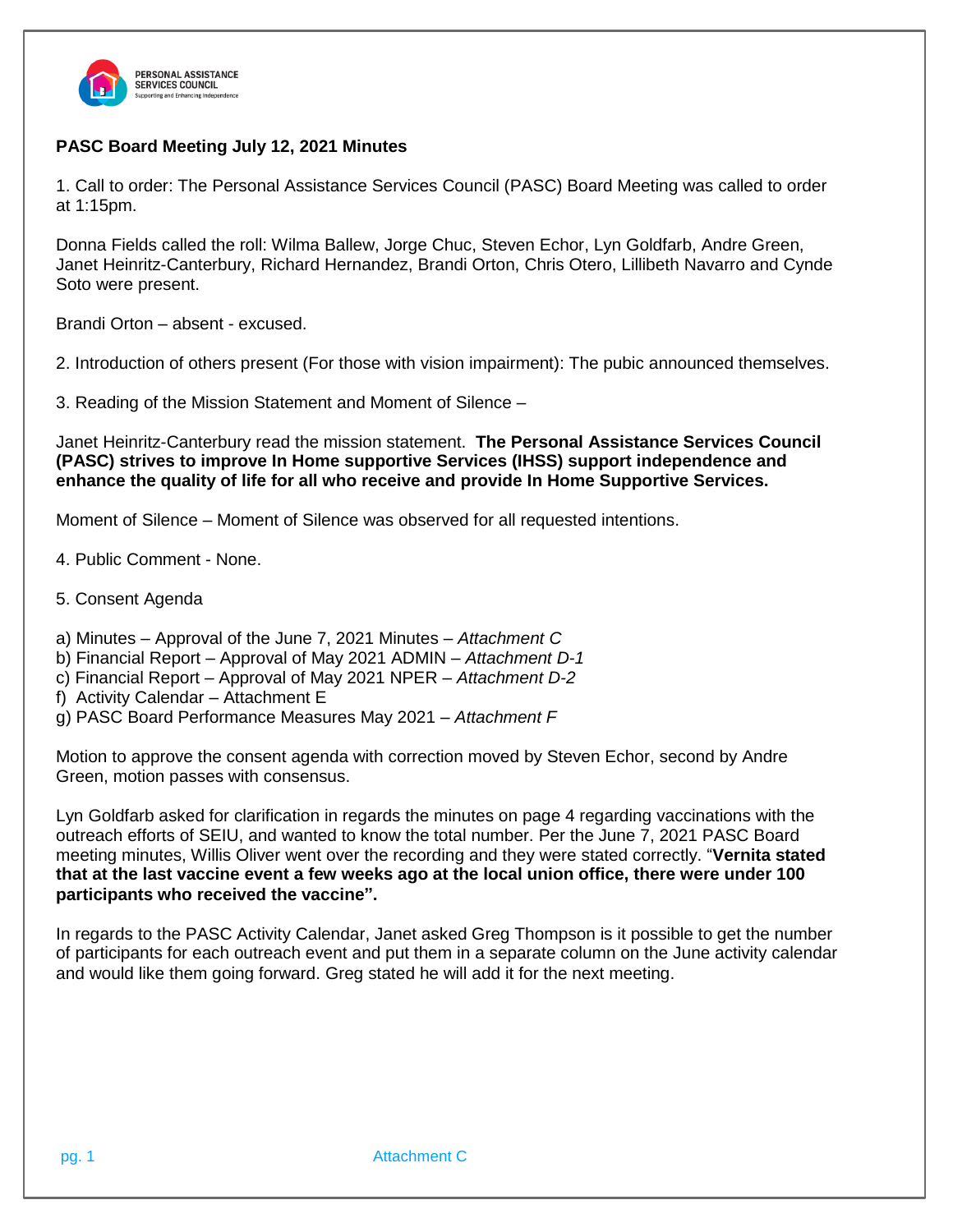PERSONAL ASSISTANCE SERVICES COUNCIL
Supporting and Enhancing Independence

**PASC Board Meeting July 12, 2021 Minutes**

1. Call to order: The Personal Assistance Services Council (PASC) Board Meeting was called to order at 1:15pm.

Donna Fields called the roll: Wilma Ballew, Jorge Chuc, Steven Echor, Lyn Goldfarb, Andre Green, Janet Heinritz-Canterbury, Richard Hernandez, Brandi Orton, Chris Otero, Lillibeth Navarro and Cynde Soto were present.

Brandi Orton – absent - excused.

2. Introduction of others present (For those with vision impairment): The pubic announced themselves.

3. Reading of the Mission Statement and Moment of Silence –

Janet Heinritz-Canterbury read the mission statement. **The Personal Assistance Services Council (PASC) strives to improve In Home supportive Services (IHSS) support independence and enhance the quality of life for all who receive and provide In Home Supportive Services.**

Moment of Silence – Moment of Silence was observed for all requested intentions.

4. Public Comment - None.

5. Consent Agenda

a) Minutes – Approval of the June 7, 2021 Minutes – *Attachment C*
b) Financial Report – Approval of May 2021 ADMIN – *Attachment D-1*
c) Financial Report – Approval of May 2021 NPER – *Attachment D-2*
f) Activity Calendar – Attachment E
g) PASC Board Performance Measures May 2021 – *Attachment F*

Motion to approve the consent agenda with correction moved by Steven Echor, second by Andre Green, motion passes with consensus.

Lyn Goldfarb asked for clarification in regards the minutes on page 4 regarding vaccinations with the outreach efforts of SEIU, and wanted to know the total number. Per the June 7, 2021 PASC Board meeting minutes, Willis Oliver went over the recording and they were stated correctly. "**Vernita stated that at the last vaccine event a few weeks ago at the local union office, there were under 100 participants who received the vaccine".**

In regards to the PASC Activity Calendar, Janet asked Greg Thompson is it possible to get the number of participants for each outreach event and put them in a separate column on the June activity calendar and would like them going forward. Greg stated he will add it for the next meeting.

Attachment C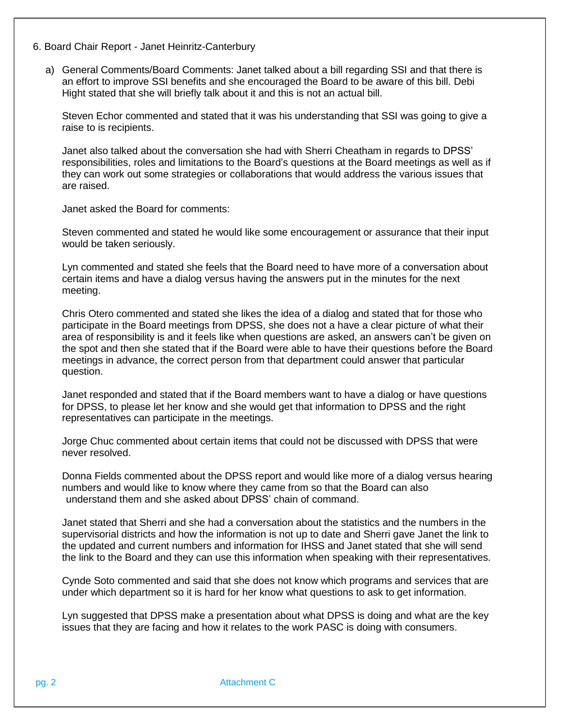6. Board Chair Report - Janet Heinritz-Canterbury

a) General Comments/Board Comments: Janet talked about a bill regarding SSI and that there is an effort to improve SSI benefits and she encouraged the Board to be aware of this bill. Debi Hight stated that she will briefly talk about it and this is not an actual bill.

   Steven Echor commented and stated that it was his understanding that SSI was going to give a raise to is recipients.

   Janet also talked about the conversation she had with Sherri Cheatham in regards to DPSS' responsibilities, roles and limitations to the Board's questions at the Board meetings as well as if they can work out some strategies or collaborations that would address the various issues that are raised.

   Janet asked the Board for comments:

   Steven commented and stated he would like some encouragement or assurance that their input would be taken seriously.

   Lyn commented and stated she feels that the Board need to have more of a conversation about certain items and have a dialog versus having the answers put in the minutes for the next meeting.

   Chris Otero commented and stated she likes the idea of a dialog and stated that for those who participate in the Board meetings from DPSS, she does not a have a clear picture of what their area of responsibility is and it feels like when questions are asked, an answers can't be given on the spot and then she stated that if the Board were able to have their questions before the Board meetings in advance, the correct person from that department could answer that particular question.

   Janet responded and stated that if the Board members want to have a dialog or have questions for DPSS, to please let her know and she would get that information to DPSS and the right representatives can participate in the meetings.

   Jorge Chuc commented about certain items that could not be discussed with DPSS that were never resolved.

   Donna Fields commented about the DPSS report and would like more of a dialog versus hearing numbers and would like to know where they came from so that the Board can also understand them and she asked about DPSS' chain of command.

   Janet stated that Sherri and she had a conversation about the statistics and the numbers in the supervisorial districts and how the information is not up to date and Sherri gave Janet the link to the updated and current numbers and information for IHSS and Janet stated that she will send the link to the Board and they can use this information when speaking with their representatives.

   Cynde Soto commented and said that she does not know which programs and services that are under which department so it is hard for her know what questions to ask to get information.

   Lyn suggested that DPSS make a presentation about what DPSS is doing and what are the key issues that they are facing and how it relates to the work PASC is doing with consumers.

Attachment C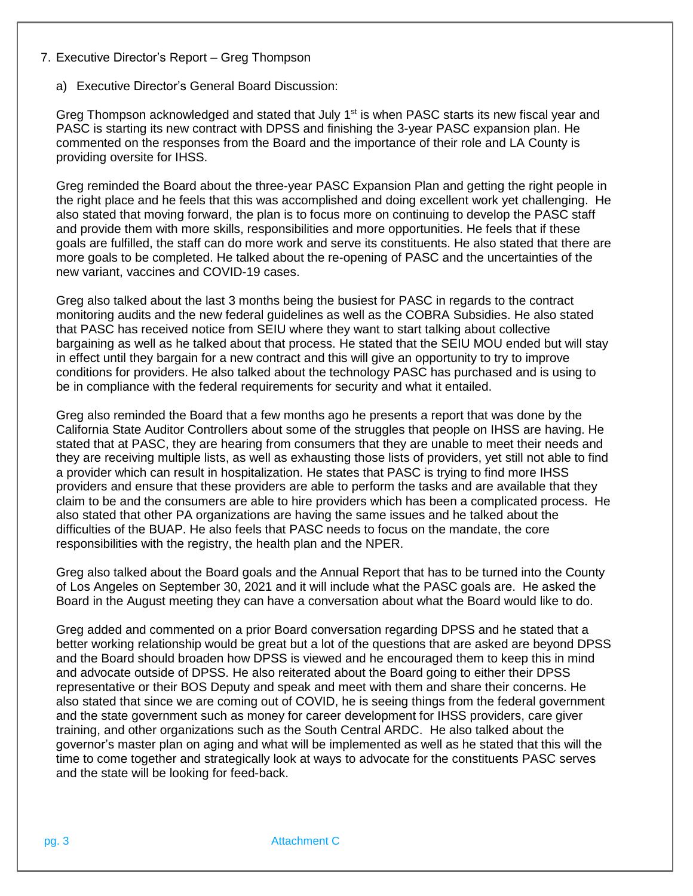7. Executive Director's Report – Greg Thompson

   a) Executive Director's General Board Discussion:

   Greg Thompson acknowledged and stated that July 1st is when PASC starts its new fiscal year and PASC is starting its new contract with DPSS and finishing the 3-year PASC expansion plan. He commented on the responses from the Board and the importance of their role and LA County is providing oversite for IHSS.

   Greg reminded the Board about the three-year PASC Expansion Plan and getting the right people in the right place and he feels that this was accomplished and doing excellent work yet challenging. He also stated that moving forward, the plan is to focus more on continuing to develop the PASC staff and provide them with more skills, responsibilities and more opportunities. He feels that if these goals are fulfilled, the staff can do more work and serve its constituents. He also stated that there are more goals to be completed. He talked about the re-opening of PASC and the uncertainties of the new variant, vaccines and COVID-19 cases.

   Greg also talked about the last 3 months being the busiest for PASC in regards to the contract monitoring audits and the new federal guidelines as well as the COBRA Subsidies. He also stated that PASC has received notice from SEIU where they want to start talking about collective bargaining as well as he talked about that process. He stated that the SEIU MOU ended but will stay in effect until they bargain for a new contract and this will give an opportunity to try to improve conditions for providers. He also talked about the technology PASC has purchased and is using to be in compliance with the federal requirements for security and what it entailed.

   Greg also reminded the Board that a few months ago he presents a report that was done by the California State Auditor Controllers about some of the struggles that people on IHSS are having. He stated that at PASC, they are hearing from consumers that they are unable to meet their needs and they are receiving multiple lists, as well as exhausting those lists of providers, yet still not able to find a provider which can result in hospitalization. He states that PASC is trying to find more IHSS providers and ensure that these providers are able to perform the tasks and are available that they claim to be and the consumers are able to hire providers which has been a complicated process. He also stated that other PA organizations are having the same issues and he talked about the difficulties of the BUAP. He also feels that PASC needs to focus on the mandate, the core responsibilities with the registry, the health plan and the NPER.

   Greg also talked about the Board goals and the Annual Report that has to be turned into the County of Los Angeles on September 30, 2021 and it will include what the PASC goals are. He asked the Board in the August meeting they can have a conversation about what the Board would like to do.

   Greg added and commented on a prior Board conversation regarding DPSS and he stated that a better working relationship would be great but a lot of the questions that are asked are beyond DPSS and the Board should broaden how DPSS is viewed and he encouraged them to keep this in mind and advocate outside of DPSS. He also reiterated about the Board going to either their DPSS representative or their BOS Deputy and speak and meet with them and share their concerns. He also stated that since we are coming out of COVID, he is seeing things from the federal government and the state government such as money for career development for IHSS providers, care giver training, and other organizations such as the South Central ARDC. He also talked about the governor's master plan on aging and what will be implemented as well as he stated that this will the time to come together and strategically look at ways to advocate for the constituents PASC serves and the state will be looking for feed-back.

Attachment C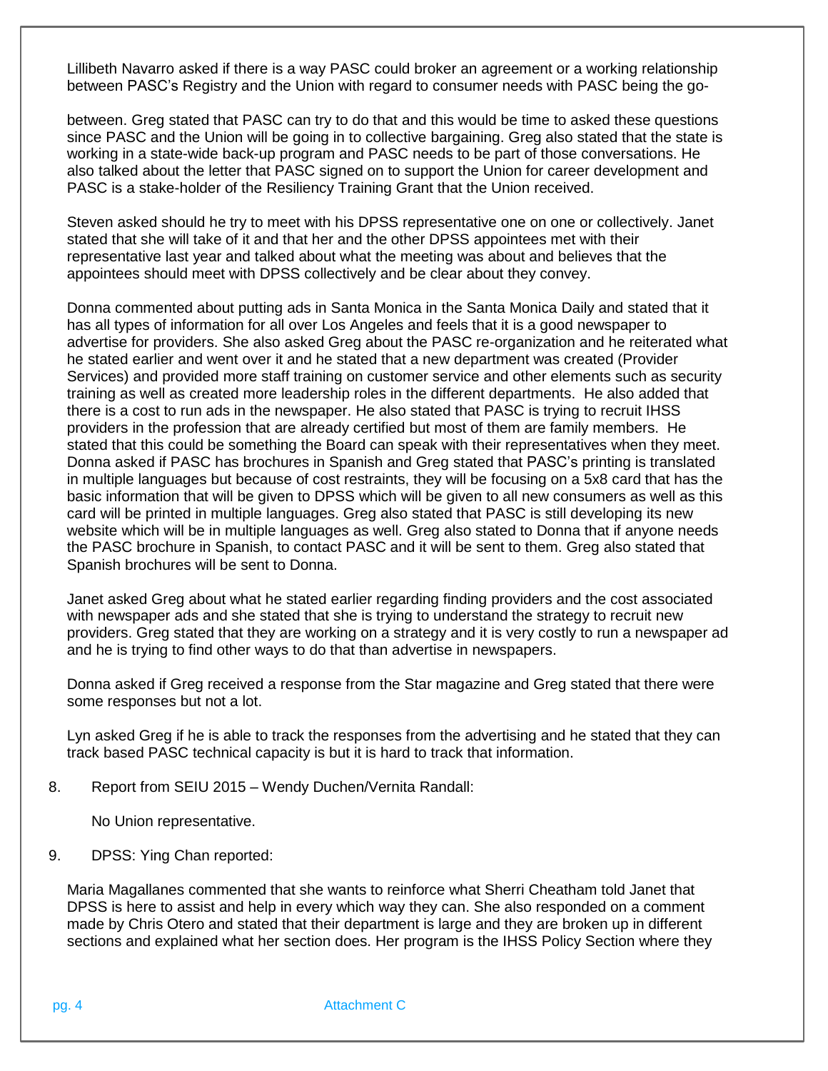Lillibeth Navarro asked if there is a way PASC could broker an agreement or a working relationship between PASC's Registry and the Union with regard to consumer needs with PASC being the go-

between. Greg stated that PASC can try to do that and this would be time to asked these questions since PASC and the Union will be going in to collective bargaining. Greg also stated that the state is working in a state-wide back-up program and PASC needs to be part of those conversations. He also talked about the letter that PASC signed on to support the Union for career development and PASC is a stake-holder of the Resiliency Training Grant that the Union received.

Steven asked should he try to meet with his DPSS representative one on one or collectively. Janet stated that she will take of it and that her and the other DPSS appointees met with their representative last year and talked about what the meeting was about and believes that the appointees should meet with DPSS collectively and be clear about they convey.

Donna commented about putting ads in Santa Monica in the Santa Monica Daily and stated that it has all types of information for all over Los Angeles and feels that it is a good newspaper to advertise for providers. She also asked Greg about the PASC re-organization and he reiterated what he stated earlier and went over it and he stated that a new department was created (Provider Services) and provided more staff training on customer service and other elements such as security training as well as created more leadership roles in the different departments. He also added that there is a cost to run ads in the newspaper. He also stated that PASC is trying to recruit IHSS providers in the profession that are already certified but most of them are family members. He stated that this could be something the Board can speak with their representatives when they meet. Donna asked if PASC has brochures in Spanish and Greg stated that PASC's printing is translated in multiple languages but because of cost restraints, they will be focusing on a 5x8 card that has the basic information that will be given to DPSS which will be given to all new consumers as well as this card will be printed in multiple languages. Greg also stated that PASC is still developing its new website which will be in multiple languages as well. Greg also stated to Donna that if anyone needs the PASC brochure in Spanish, to contact PASC and it will be sent to them. Greg also stated that Spanish brochures will be sent to Donna.

Janet asked Greg about what he stated earlier regarding finding providers and the cost associated with newspaper ads and she stated that she is trying to understand the strategy to recruit new providers. Greg stated that they are working on a strategy and it is very costly to run a newspaper ad and he is trying to find other ways to do that than advertise in newspapers.

Donna asked if Greg received a response from the Star magazine and Greg stated that there were some responses but not a lot.

Lyn asked Greg if he is able to track the responses from the advertising and he stated that they can track based PASC technical capacity is but it is hard to track that information.

8. Report from SEIU 2015 – Wendy Duchen/Vernita Randall:

   No Union representative.

9. DPSS: Ying Chan reported:

Maria Magallanes commented that she wants to reinforce what Sherri Cheatham told Janet that DPSS is here to assist and help in every which way they can. She also responded on a comment made by Chris Otero and stated that their department is large and they are broken up in different sections and explained what her section does. Her program is the IHSS Policy Section where they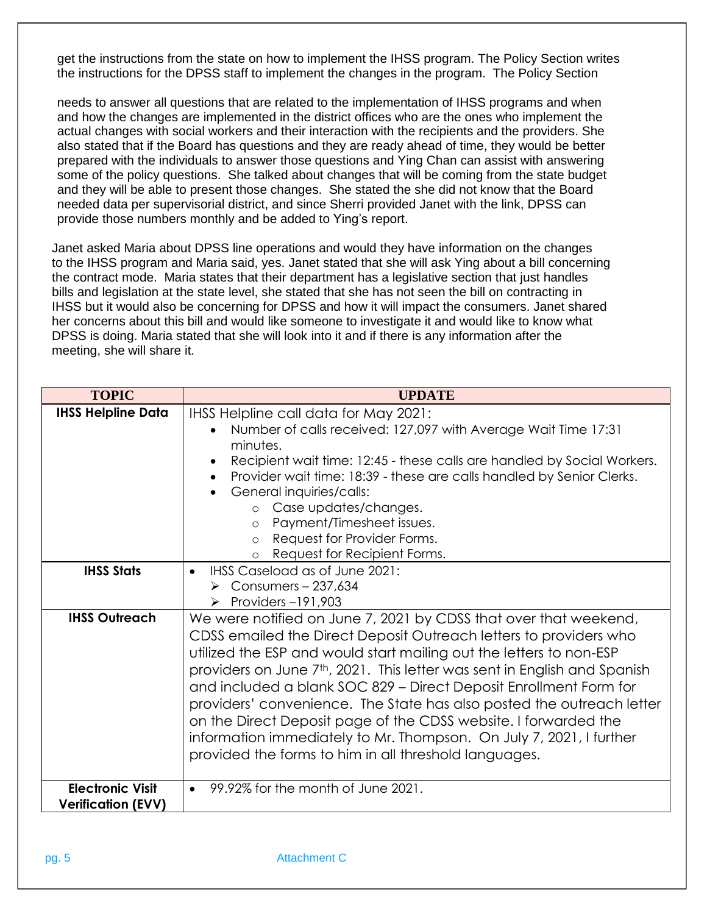get the instructions from the state on how to implement the IHSS program. The Policy Section writes the instructions for the DPSS staff to implement the changes in the program. The Policy Section

needs to answer all questions that are related to the implementation of IHSS programs and when and how the changes are implemented in the district offices who are the ones who implement the actual changes with social workers and their interaction with the recipients and the providers. She also stated that if the Board has questions and they are ready ahead of time, they would be better prepared with the individuals to answer those questions and Ying Chan can assist with answering some of the policy questions. She talked about changes that will be coming from the state budget and they will be able to present those changes. She stated the she did not know that the Board needed data per supervisorial district, and since Sherri provided Janet with the link, DPSS can provide those numbers monthly and be added to Ying's report.

Janet asked Maria about DPSS line operations and would they have information on the changes to the IHSS program and Maria said, yes. Janet stated that she will ask Ying about a bill concerning the contract mode. Maria states that their department has a legislative section that just handles bills and legislation at the state level, she stated that she has not seen the bill on contracting in IHSS but it would also be concerning for DPSS and how it will impact the consumers. Janet shared her concerns about this bill and would like someone to investigate it and would like to know what DPSS is doing. Maria stated that she will look into it and if there is any information after the meeting, she will share it.

| TOPIC | UPDATE |
|---|---|
| **IHSS Helpline Data** | IHSS Helpline call data for May 2021:<br>• Number of calls received: 127,097 with Average Wait Time 17:31 minutes.<br>• Recipient wait time: 12:45 - these calls are handled by Social Workers.<br>• Provider wait time: 18:39 - these are calls handled by Senior Clerks.<br>• General inquiries/calls:<br>  ○ Case updates/changes.<br>  ○ Payment/Timesheet issues.<br>  ○ Request for Provider Forms.<br>  ○ Request for Recipient Forms. |
| **IHSS Stats** | • IHSS Caseload as of June 2021:<br>  ➢ Consumers – 237,634<br>  ➢ Providers –191,903 |
| **IHSS Outreach** | We were notified on June 7, 2021 by CDSS that over that weekend, CDSS emailed the Direct Deposit Outreach letters to providers who utilized the ESP and would start mailing out the letters to non-ESP providers on June 7th, 2021. This letter was sent in English and Spanish and included a blank SOC 829 – Direct Deposit Enrollment Form for providers' convenience. The State has also posted the outreach letter on the Direct Deposit page of the CDSS website. I forwarded the information immediately to Mr. Thompson. On July 7, 2021, I further provided the forms to him in all threshold languages. |
| **Electronic Visit Verification (EVV)** | • 99.92% for the month of June 2021. |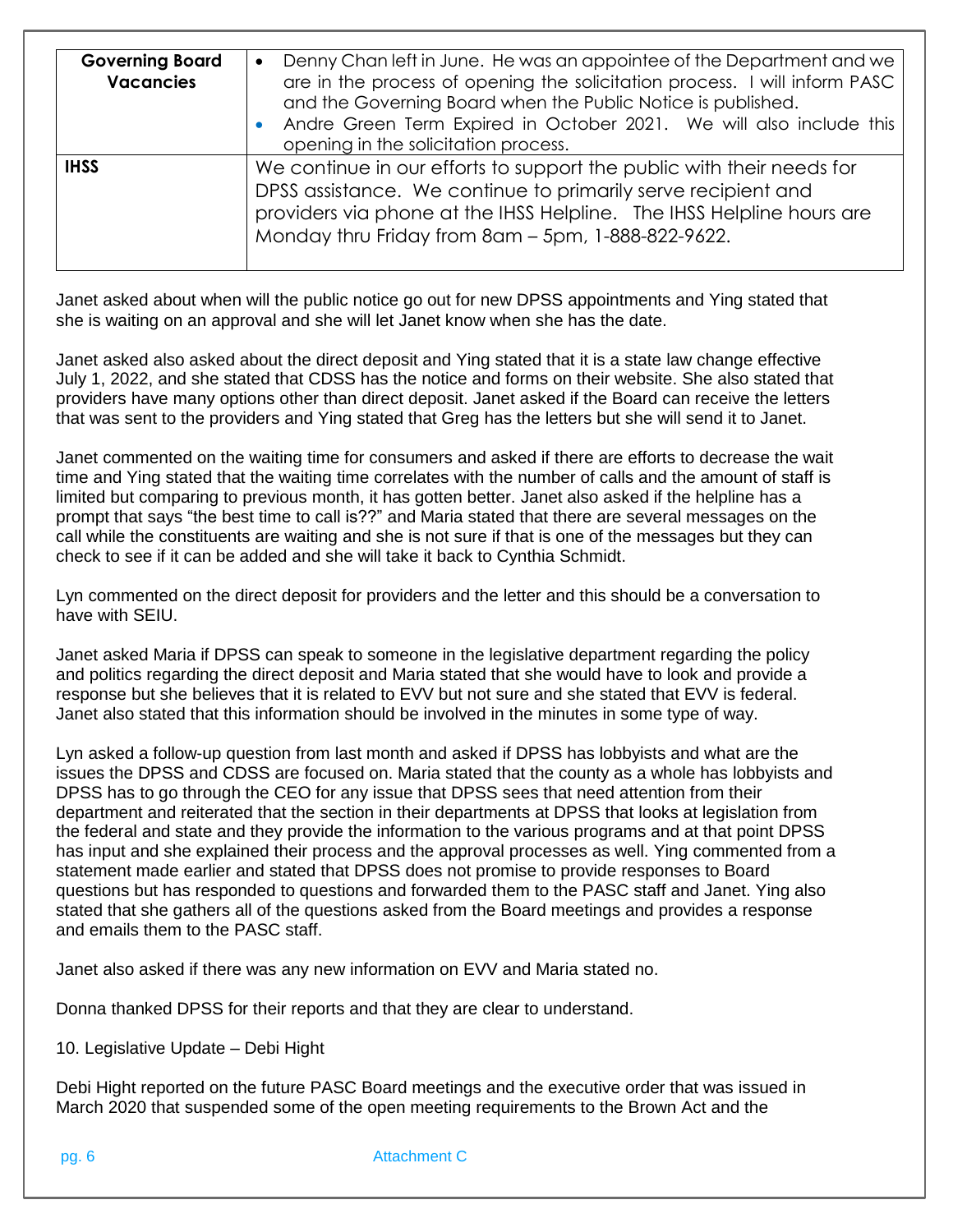| | |
|---|---|
| **Governing Board Vacancies** | • Denny Chan left in June. He was an appointee of the Department and we are in the process of opening the solicitation process. I will inform PASC and the Governing Board when the Public Notice is published.<br>• Andre Green Term Expired in October 2021. We will also include this opening in the solicitation process. |
| **IHSS** | We continue in our efforts to support the public with their needs for DPSS assistance. We continue to primarily serve recipient and providers via phone at the IHSS Helpline. The IHSS Helpline hours are Monday thru Friday from 8am – 5pm, 1-888-822-9622. |

Janet asked about when will the public notice go out for new DPSS appointments and Ying stated that she is waiting on an approval and she will let Janet know when she has the date.

Janet asked also asked about the direct deposit and Ying stated that it is a state law change effective July 1, 2022, and she stated that CDSS has the notice and forms on their website. She also stated that providers have many options other than direct deposit. Janet asked if the Board can receive the letters that was sent to the providers and Ying stated that Greg has the letters but she will send it to Janet.

Janet commented on the waiting time for consumers and asked if there are efforts to decrease the wait time and Ying stated that the waiting time correlates with the number of calls and the amount of staff is limited but comparing to previous month, it has gotten better. Janet also asked if the helpline has a prompt that says "the best time to call is??" and Maria stated that there are several messages on the call while the constituents are waiting and she is not sure if that is one of the messages but they can check to see if it can be added and she will take it back to Cynthia Schmidt.

Lyn commented on the direct deposit for providers and the letter and this should be a conversation to have with SEIU.

Janet asked Maria if DPSS can speak to someone in the legislative department regarding the policy and politics regarding the direct deposit and Maria stated that she would have to look and provide a response but she believes that it is related to EVV but not sure and she stated that EVV is federal. Janet also stated that this information should be involved in the minutes in some type of way.

Lyn asked a follow-up question from last month and asked if DPSS has lobbyists and what are the issues the DPSS and CDSS are focused on. Maria stated that the county as a whole has lobbyists and DPSS has to go through the CEO for any issue that DPSS sees that need attention from their department and reiterated that the section in their departments at DPSS that looks at legislation from the federal and state and they provide the information to the various programs and at that point DPSS has input and she explained their process and the approval processes as well. Ying commented from a statement made earlier and stated that DPSS does not promise to provide responses to Board questions but has responded to questions and forwarded them to the PASC staff and Janet. Ying also stated that she gathers all of the questions asked from the Board meetings and provides a response and emails them to the PASC staff.

Janet also asked if there was any new information on EVV and Maria stated no.

Donna thanked DPSS for their reports and that they are clear to understand.

10. Legislative Update – Debi Hight

Debi Hight reported on the future PASC Board meetings and the executive order that was issued in March 2020 that suspended some of the open meeting requirements to the Brown Act and the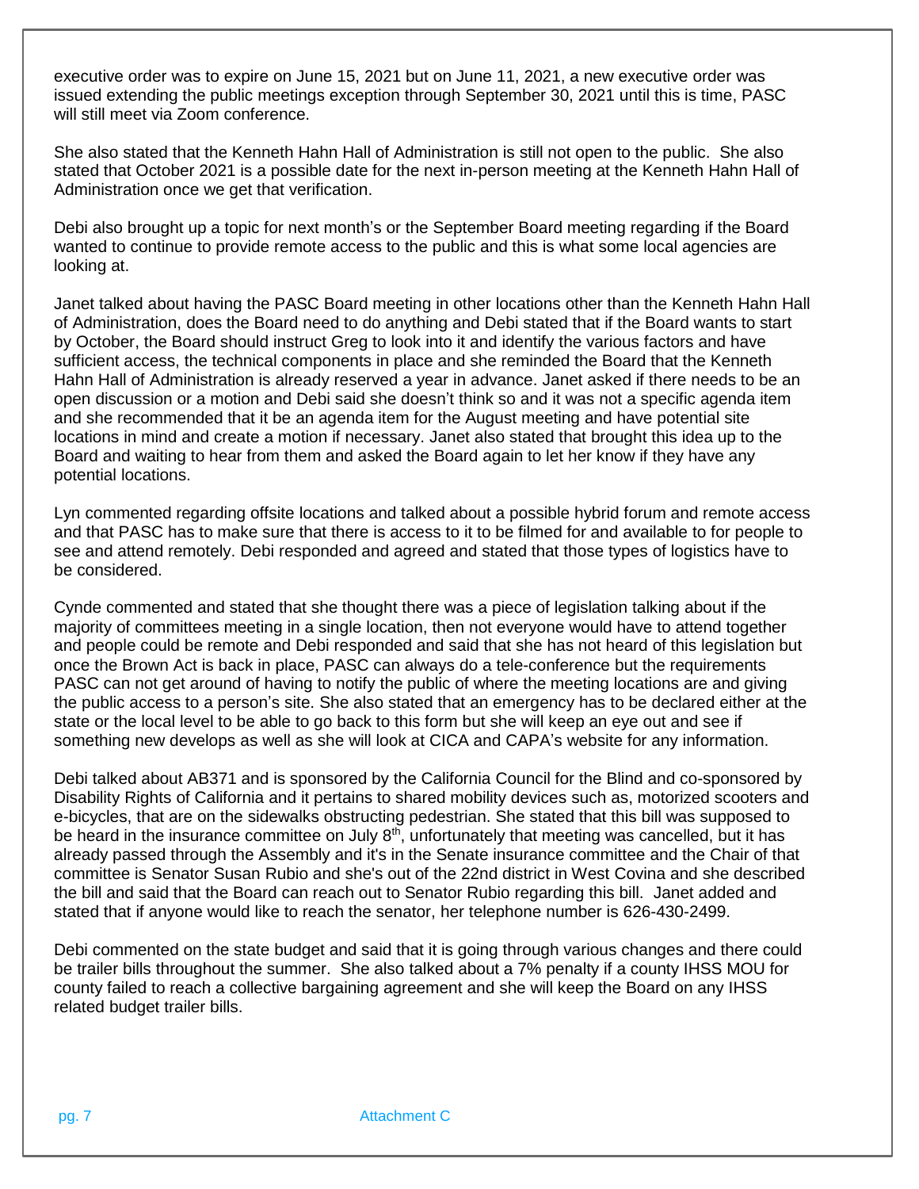executive order was to expire on June 15, 2021 but on June 11, 2021, a new executive order was issued extending the public meetings exception through September 30, 2021 until this is time, PASC will still meet via Zoom conference.

She also stated that the Kenneth Hahn Hall of Administration is still not open to the public. She also stated that October 2021 is a possible date for the next in-person meeting at the Kenneth Hahn Hall of Administration once we get that verification.

Debi also brought up a topic for next month's or the September Board meeting regarding if the Board wanted to continue to provide remote access to the public and this is what some local agencies are looking at.

Janet talked about having the PASC Board meeting in other locations other than the Kenneth Hahn Hall of Administration, does the Board need to do anything and Debi stated that if the Board wants to start by October, the Board should instruct Greg to look into it and identify the various factors and have sufficient access, the technical components in place and she reminded the Board that the Kenneth Hahn Hall of Administration is already reserved a year in advance. Janet asked if there needs to be an open discussion or a motion and Debi said she doesn't think so and it was not a specific agenda item and she recommended that it be an agenda item for the August meeting and have potential site locations in mind and create a motion if necessary. Janet also stated that brought this idea up to the Board and waiting to hear from them and asked the Board again to let her know if they have any potential locations.

Lyn commented regarding offsite locations and talked about a possible hybrid forum and remote access and that PASC has to make sure that there is access to it to be filmed for and available to for people to see and attend remotely. Debi responded and agreed and stated that those types of logistics have to be considered.

Cynde commented and stated that she thought there was a piece of legislation talking about if the majority of committees meeting in a single location, then not everyone would have to attend together and people could be remote and Debi responded and said that she has not heard of this legislation but once the Brown Act is back in place, PASC can always do a tele-conference but the requirements PASC can not get around of having to notify the public of where the meeting locations are and giving the public access to a person's site. She also stated that an emergency has to be declared either at the state or the local level to be able to go back to this form but she will keep an eye out and see if something new develops as well as she will look at CICA and CAPA's website for any information.

Debi talked about AB371 and is sponsored by the California Council for the Blind and co-sponsored by Disability Rights of California and it pertains to shared mobility devices such as, motorized scooters and e-bicycles, that are on the sidewalks obstructing pedestrian. She stated that this bill was supposed to be heard in the insurance committee on July 8th, unfortunately that meeting was cancelled, but it has already passed through the Assembly and it's in the Senate insurance committee and the Chair of that committee is Senator Susan Rubio and she's out of the 22nd district in West Covina and she described the bill and said that the Board can reach out to Senator Rubio regarding this bill. Janet added and stated that if anyone would like to reach the senator, her telephone number is 626-430-2499.

Debi commented on the state budget and said that it is going through various changes and there could be trailer bills throughout the summer. She also talked about a 7% penalty if a county IHSS MOU for county failed to reach a collective bargaining agreement and she will keep the Board on any IHSS related budget trailer bills.

Attachment C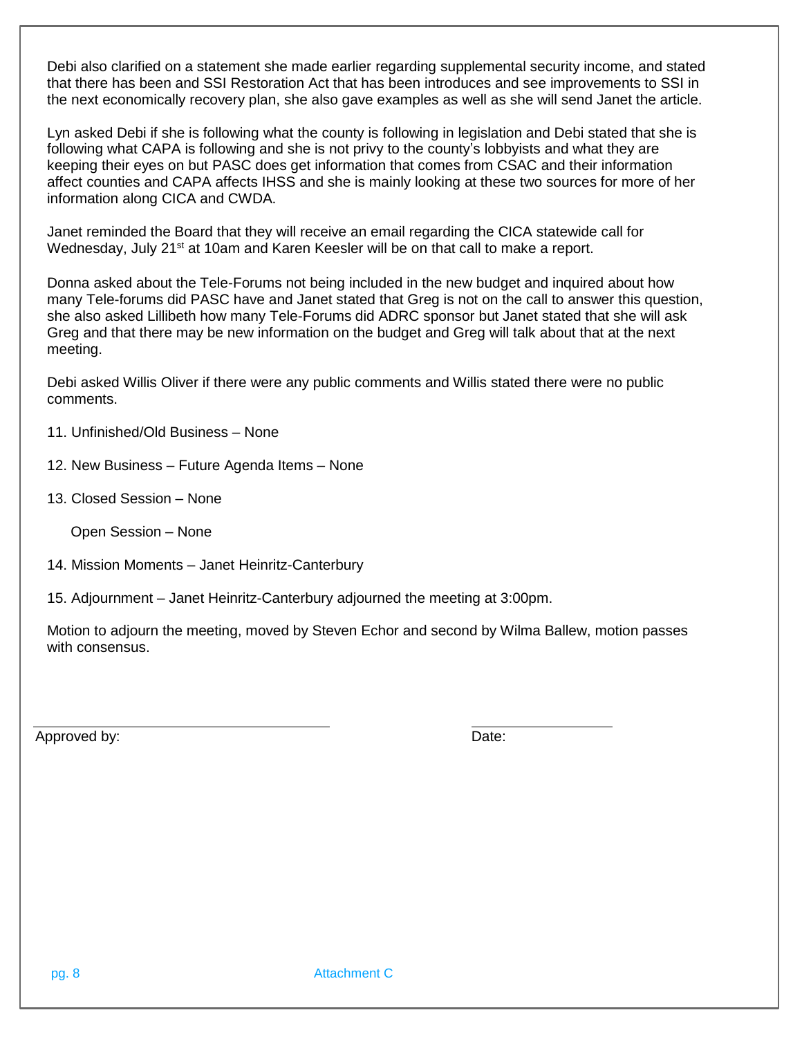Debi also clarified on a statement she made earlier regarding supplemental security income, and stated that there has been and SSI Restoration Act that has been introduces and see improvements to SSI in the next economically recovery plan, she also gave examples as well as she will send Janet the article.

Lyn asked Debi if she is following what the county is following in legislation and Debi stated that she is following what CAPA is following and she is not privy to the county's lobbyists and what they are keeping their eyes on but PASC does get information that comes from CSAC and their information affect counties and CAPA affects IHSS and she is mainly looking at these two sources for more of her information along CICA and CWDA.

Janet reminded the Board that they will receive an email regarding the CICA statewide call for Wednesday, July 21st at 10am and Karen Keesler will be on that call to make a report.

Donna asked about the Tele-Forums not being included in the new budget and inquired about how many Tele-forums did PASC have and Janet stated that Greg is not on the call to answer this question, she also asked Lillibeth how many Tele-Forums did ADRC sponsor but Janet stated that she will ask Greg and that there may be new information on the budget and Greg will talk about that at the next meeting.

Debi asked Willis Oliver if there were any public comments and Willis stated there were no public comments.

11. Unfinished/Old Business – None

12. New Business – Future Agenda Items – None

13. Closed Session – None

    Open Session – None

14. Mission Moments – Janet Heinritz-Canterbury

15. Adjournment – Janet Heinritz-Canterbury adjourned the meeting at 3:00pm.

Motion to adjourn the meeting, moved by Steven Echor and second by Wilma Ballew, motion passes with consensus.

Approved by: ______________________________ Date: ________________

Attachment C